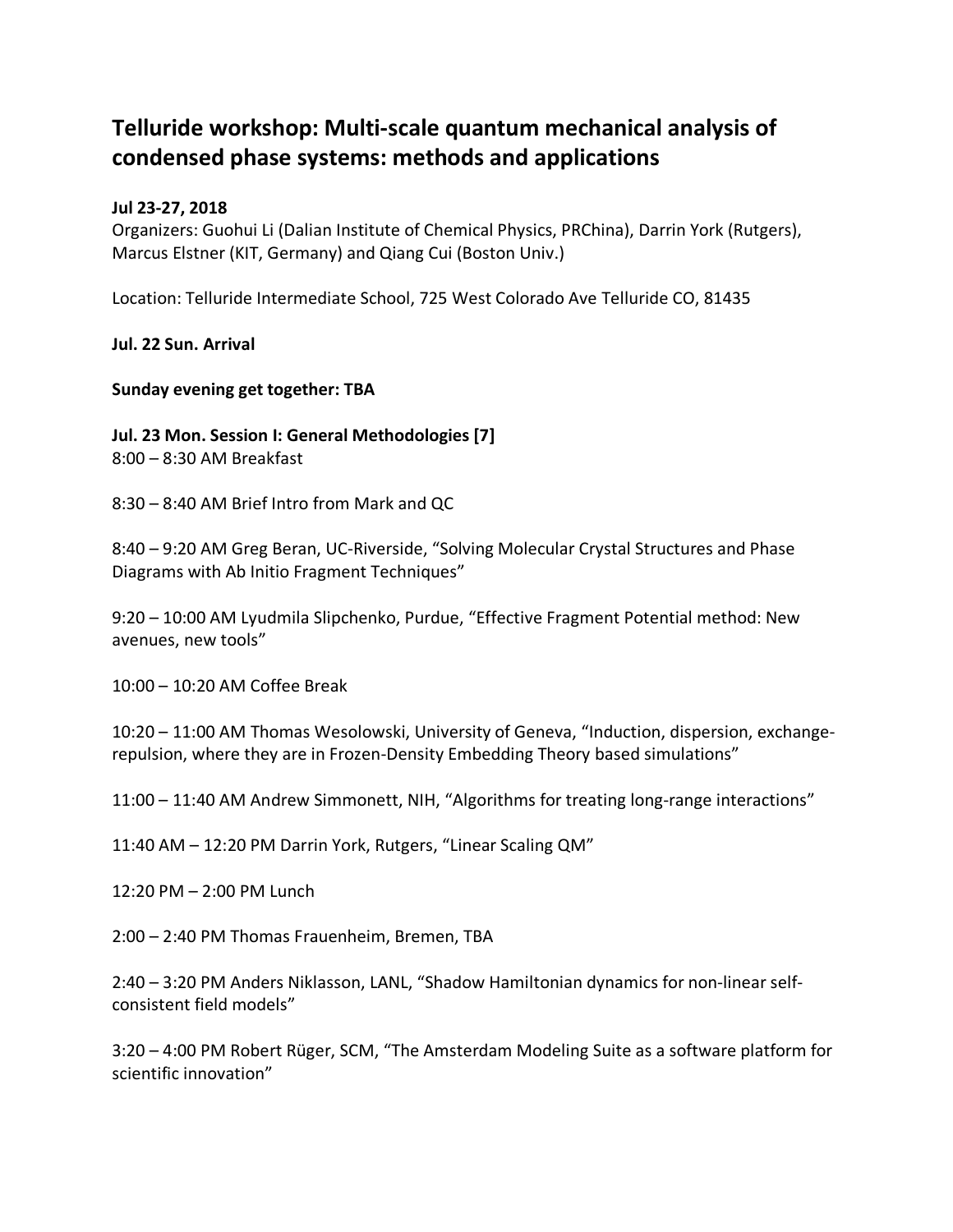# Telluride workshop: Multi-scale quantum mechanical analysis of condensed phase systems: methods and applications

**Jul 23-27, 2018**

Organizers: Guohui Li (Dalian Institute of Chemical Physics, PRChina), Darrin York (Rutgers), Marcus Elstner (KIT, Germany) and Qiang Cui (Boston Univ.)

Location: Telluride Intermediate School, 725 West Colorado Ave Telluride CO, 81435

**Jul. 22 Sun. Arrival**

**Sunday evening get together: TBA**

**Jul. 23 Mon. Session I: General Methodologies [7]**

8:00 – 8:30 AM Breakfast

8:30 – 8:40 AM Brief Intro from Mark and QC

8:40 – 9:20 AM Greg Beran, UC-Riverside, "Solving Molecular Crystal Structures and Phase Diagrams with Ab Initio Fragment Techniques"

9:20 – 10:00 AM Lyudmila Slipchenko, Purdue, "Effective Fragment Potential method: New avenues, new tools"

10:00 – 10:20 AM Coffee Break

10:20 – 11:00 AM Thomas Wesolowski, University of Geneva, "Induction, dispersion, exchange-repulsion, where they are in Frozen-Density Embedding Theory based simulations"

11:00 – 11:40 AM Andrew Simmonett, NIH, "Algorithms for treating long-range interactions"

11:40 AM – 12:20 PM Darrin York, Rutgers, "Linear Scaling QM"

12:20 PM – 2:00 PM Lunch

2:00 – 2:40 PM Thomas Frauenheim, Bremen, TBA

2:40 – 3:20 PM Anders Niklasson, LANL, "Shadow Hamiltonian dynamics for non-linear self-consistent field models"

3:20 – 4:00 PM Robert Rüger, SCM, "The Amsterdam Modeling Suite as a software platform for scientific innovation"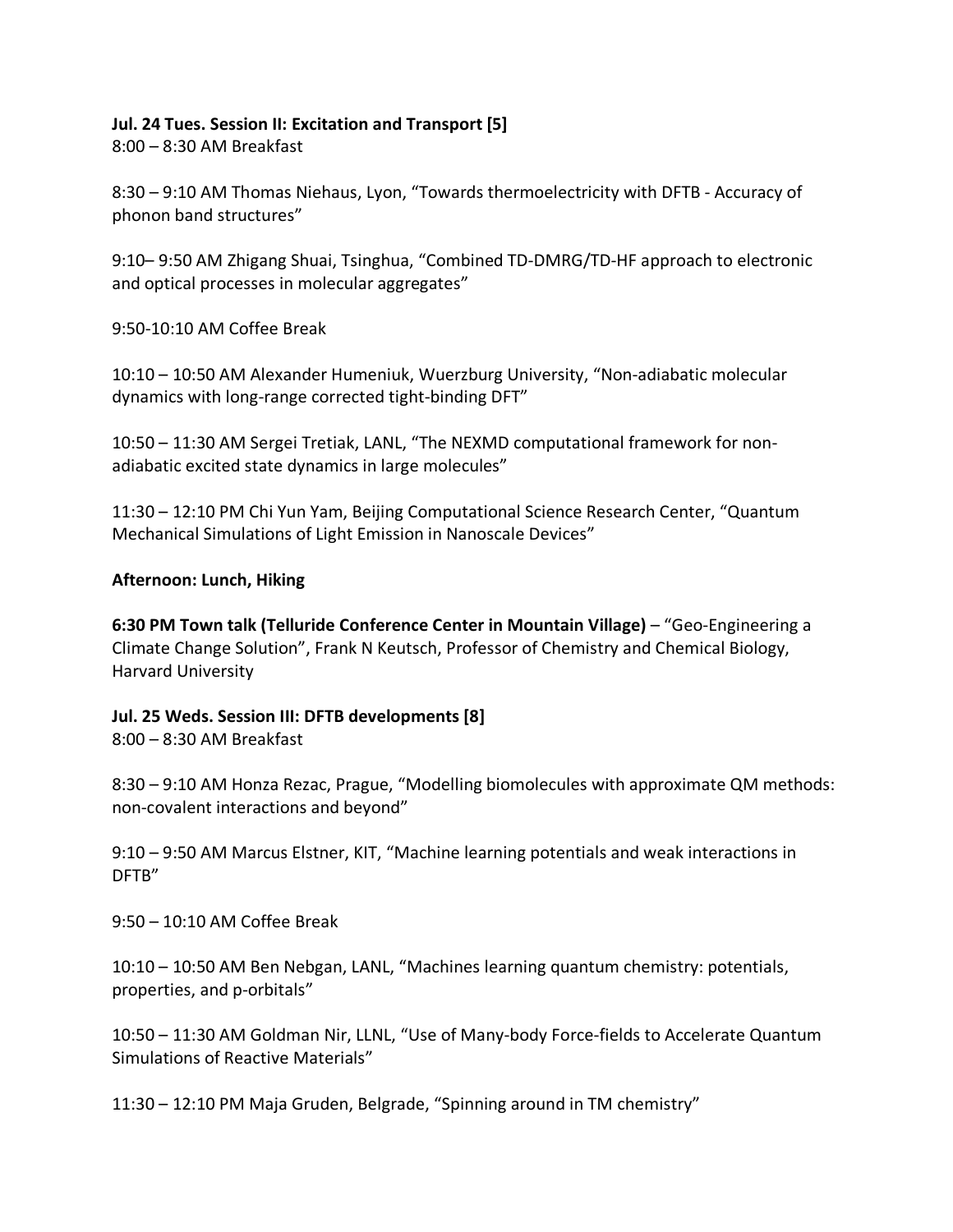**Jul. 24 Tues. Session II: Excitation and Transport [5]**
8:00 – 8:30 AM Breakfast

8:30 – 9:10 AM Thomas Niehaus, Lyon, "Towards thermoelectricity with DFTB - Accuracy of phonon band structures"

9:10– 9:50 AM Zhigang Shuai, Tsinghua, "Combined TD-DMRG/TD-HF approach to electronic and optical processes in molecular aggregates"

9:50-10:10 AM Coffee Break

10:10 – 10:50 AM Alexander Humeniuk, Wuerzburg University, "Non-adiabatic molecular dynamics with long-range corrected tight-binding DFT"

10:50 – 11:30 AM Sergei Tretiak, LANL, "The NEXMD computational framework for non-adiabatic excited state dynamics in large molecules"

11:30 – 12:10 PM Chi Yun Yam, Beijing Computational Science Research Center, "Quantum Mechanical Simulations of Light Emission in Nanoscale Devices"

**Afternoon: Lunch, Hiking**

**6:30 PM Town talk (Telluride Conference Center in Mountain Village)** – "Geo-Engineering a Climate Change Solution", Frank N Keutsch, Professor of Chemistry and Chemical Biology, Harvard University

**Jul. 25 Weds. Session III: DFTB developments [8]**
8:00 – 8:30 AM Breakfast

8:30 – 9:10 AM Honza Rezac, Prague, "Modelling biomolecules with approximate QM methods: non-covalent interactions and beyond"

9:10 – 9:50 AM Marcus Elstner, KIT, "Machine learning potentials and weak interactions in DFTB"

9:50 – 10:10 AM Coffee Break

10:10 – 10:50 AM Ben Nebgan, LANL, "Machines learning quantum chemistry: potentials, properties, and p-orbitals"

10:50 – 11:30 AM Goldman Nir, LLNL, "Use of Many-body Force-fields to Accelerate Quantum Simulations of Reactive Materials"

11:30 – 12:10 PM Maja Gruden, Belgrade, "Spinning around in TM chemistry"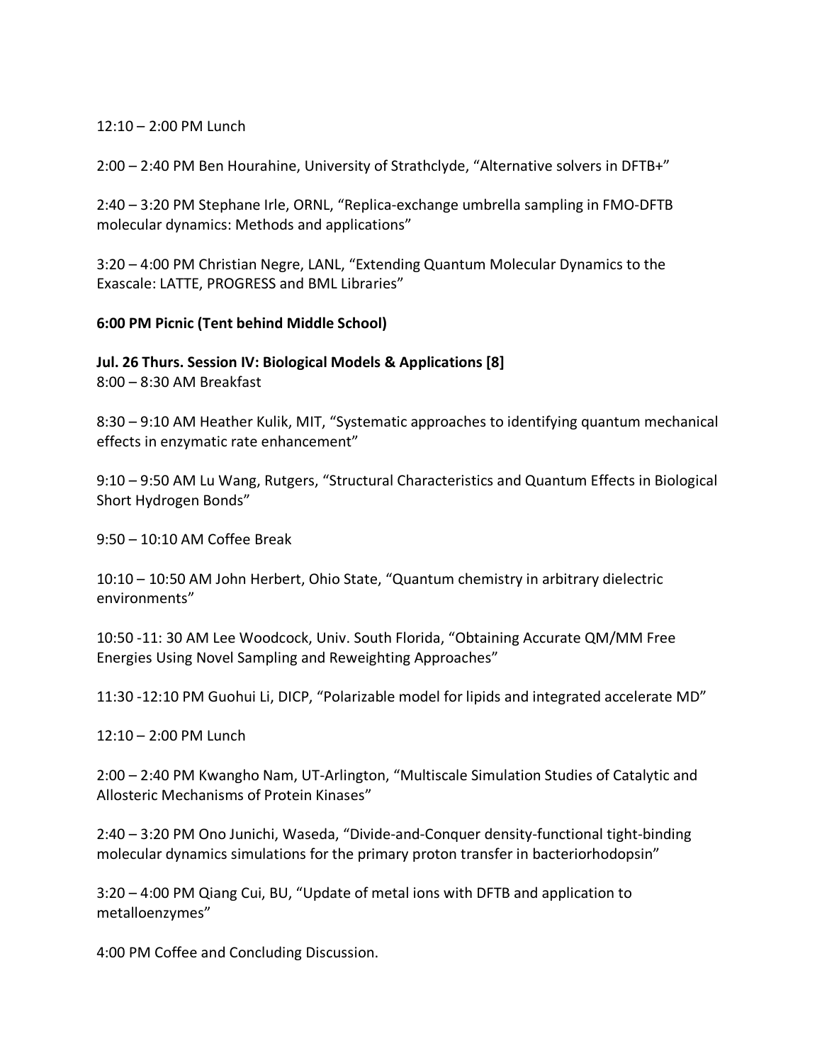12:10 – 2:00 PM Lunch

2:00 – 2:40 PM Ben Hourahine, University of Strathclyde, “Alternative solvers in DFTB+”

2:40 – 3:20 PM Stephane Irle, ORNL, “Replica-exchange umbrella sampling in FMO-DFTB molecular dynamics: Methods and applications”

3:20 – 4:00 PM Christian Negre, LANL, “Extending Quantum Molecular Dynamics to the Exascale: LATTE, PROGRESS and BML Libraries”

**6:00 PM Picnic (Tent behind Middle School)**

**Jul. 26 Thurs. Session IV: Biological Models & Applications [8]**
8:00 – 8:30 AM Breakfast

8:30 – 9:10 AM Heather Kulik, MIT, “Systematic approaches to identifying quantum mechanical effects in enzymatic rate enhancement”

9:10 – 9:50 AM Lu Wang, Rutgers, “Structural Characteristics and Quantum Effects in Biological Short Hydrogen Bonds”

9:50 – 10:10 AM Coffee Break

10:10 – 10:50 AM John Herbert, Ohio State, “Quantum chemistry in arbitrary dielectric environments”

10:50 -11: 30 AM Lee Woodcock, Univ. South Florida, “Obtaining Accurate QM/MM Free Energies Using Novel Sampling and Reweighting Approaches”

11:30 -12:10 PM Guohui Li, DICP, “Polarizable model for lipids and integrated accelerate MD”

12:10 – 2:00 PM Lunch

2:00 – 2:40 PM Kwangho Nam, UT-Arlington, “Multiscale Simulation Studies of Catalytic and Allosteric Mechanisms of Protein Kinases”

2:40 – 3:20 PM Ono Junichi, Waseda, “Divide-and-Conquer density-functional tight-binding molecular dynamics simulations for the primary proton transfer in bacteriorhodopsin”

3:20 – 4:00 PM Qiang Cui, BU, “Update of metal ions with DFTB and application to metalloenzymes”

4:00 PM Coffee and Concluding Discussion.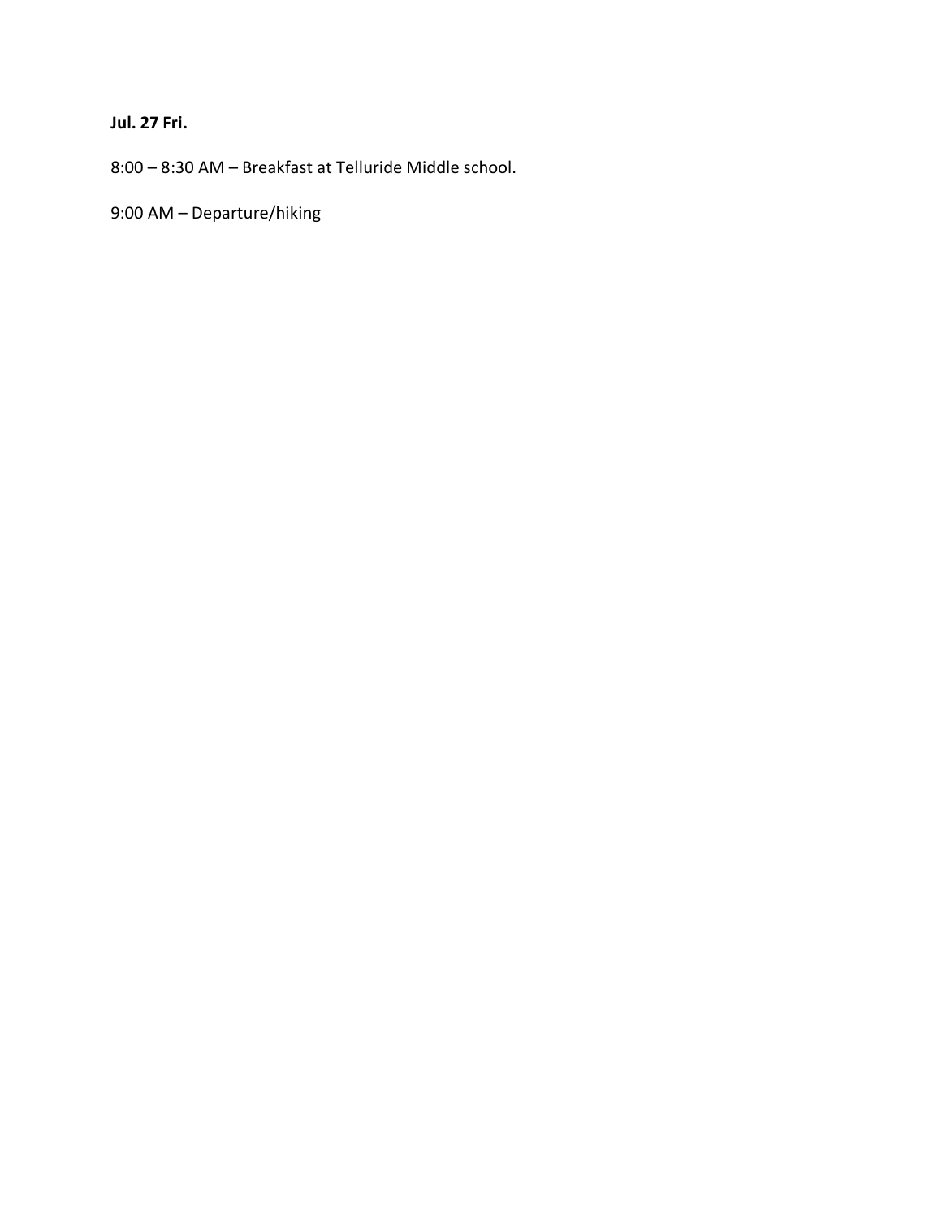**Jul. 27 Fri.**

8:00 – 8:30 AM – Breakfast at Telluride Middle school.

9:00 AM – Departure/hiking